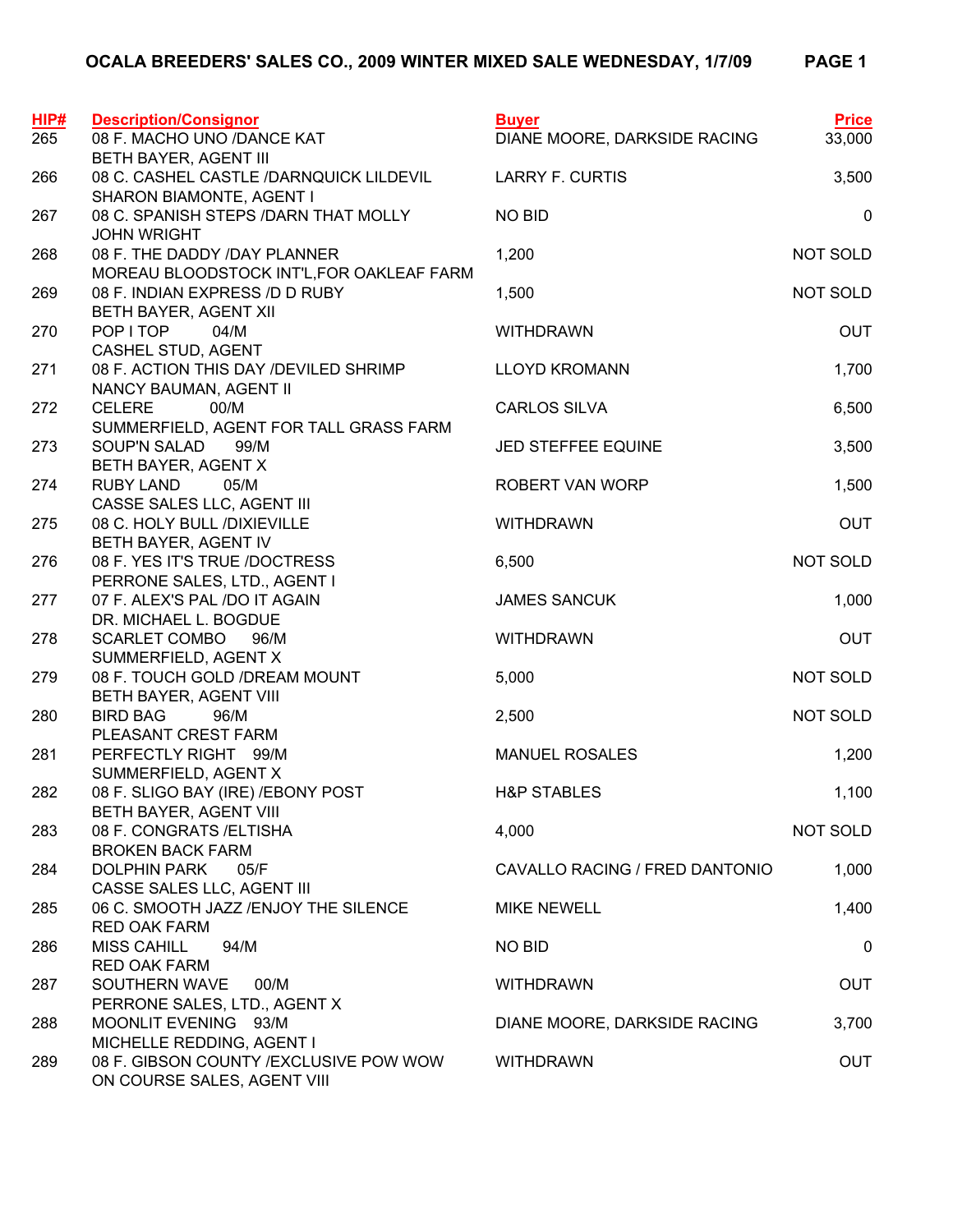# OCALA BREEDERS' SALES CO., 2009 WINTER MIXED SALE WEDNESDAY, 1/7/09

| HIP# | Description/Consignor | Buyer | Price |
|---|---|---|---|
| 265 | 08 F. MACHO UNO /DANCE KAT<br>BETH BAYER, AGENT III | DIANE MOORE, DARKSIDE RACING | 33,000 |
| 266 | 08 C. CASHEL CASTLE /DARNQUICK LILDEVIL<br>SHARON BIAMONTE, AGENT I | LARRY F. CURTIS | 3,500 |
| 267 | 08 C. SPANISH STEPS /DARN THAT MOLLY<br>JOHN WRIGHT | NO BID | 0 |
| 268 | 08 F. THE DADDY /DAY PLANNER<br>MOREAU BLOODSTOCK INT'L,FOR OAKLEAF FARM | 1,200 | NOT SOLD |
| 269 | 08 F. INDIAN EXPRESS /D D RUBY<br>BETH BAYER, AGENT XII | 1,500 | NOT SOLD |
| 270 | POP I TOP 04/M<br>CASHEL STUD, AGENT | WITHDRAWN | OUT |
| 271 | 08 F. ACTION THIS DAY /DEVILED SHRIMP<br>NANCY BAUMAN, AGENT II | LLOYD KROMANN | 1,700 |
| 272 | CELERE 00/M<br>SUMMERFIELD, AGENT FOR TALL GRASS FARM | CARLOS SILVA | 6,500 |
| 273 | SOUP'N SALAD 99/M<br>BETH BAYER, AGENT X | JED STEFFEE EQUINE | 3,500 |
| 274 | RUBY LAND 05/M<br>CASSE SALES LLC, AGENT III | ROBERT VAN WORP | 1,500 |
| 275 | 08 C. HOLY BULL /DIXIEVILLE<br>BETH BAYER, AGENT IV | WITHDRAWN | OUT |
| 276 | 08 F. YES IT'S TRUE /DOCTRESS<br>PERRONE SALES, LTD., AGENT I | 6,500 | NOT SOLD |
| 277 | 07 F. ALEX'S PAL /DO IT AGAIN<br>DR. MICHAEL L. BOGDUE | JAMES SANCUK | 1,000 |
| 278 | SCARLET COMBO 96/M<br>SUMMERFIELD, AGENT X | WITHDRAWN | OUT |
| 279 | 08 F. TOUCH GOLD /DREAM MOUNT<br>BETH BAYER, AGENT VIII | 5,000 | NOT SOLD |
| 280 | BIRD BAG 96/M<br>PLEASANT CREST FARM | 2,500 | NOT SOLD |
| 281 | PERFECTLY RIGHT 99/M<br>SUMMERFIELD, AGENT X | MANUEL ROSALES | 1,200 |
| 282 | 08 F. SLIGO BAY (IRE) /EBONY POST<br>BETH BAYER, AGENT VIII | H&P STABLES | 1,100 |
| 283 | 08 F. CONGRATS /ELTISHA<br>BROKEN BACK FARM | 4,000 | NOT SOLD |
| 284 | DOLPHIN PARK 05/F<br>CASSE SALES LLC, AGENT III | CAVALLO RACING / FRED DANTONIO | 1,000 |
| 285 | 06 C. SMOOTH JAZZ /ENJOY THE SILENCE<br>RED OAK FARM | MIKE NEWELL | 1,400 |
| 286 | MISS CAHILL 94/M<br>RED OAK FARM | NO BID | 0 |
| 287 | SOUTHERN WAVE 00/M<br>PERRONE SALES, LTD., AGENT X | WITHDRAWN | OUT |
| 288 | MOONLIT EVENING 93/M<br>MICHELLE REDDING, AGENT I | DIANE MOORE, DARKSIDE RACING | 3,700 |
| 289 | 08 F. GIBSON COUNTY /EXCLUSIVE POW WOW<br>ON COURSE SALES, AGENT VIII | WITHDRAWN | OUT |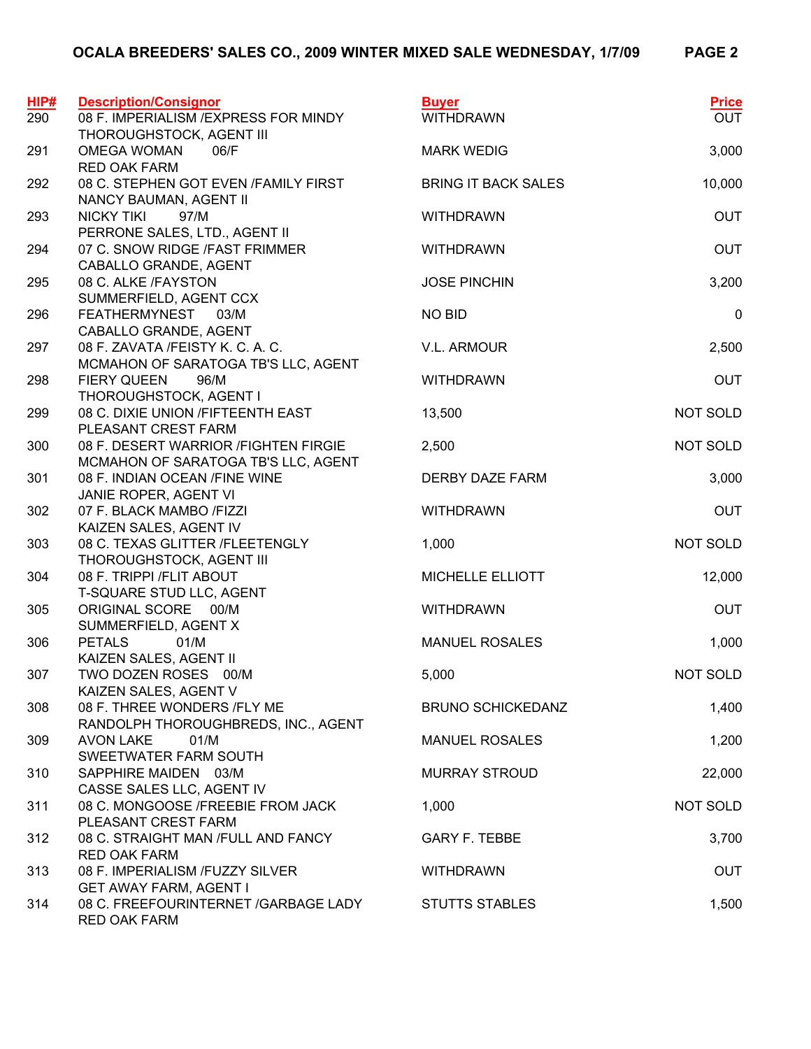# OCALA BREEDERS' SALES CO., 2009 WINTER MIXED SALE WEDNESDAY, 1/7/09

| HIP# | Description/Consignor | Buyer | Price |
|---|---|---|---|
| 290 | 08 F. IMPERIALISM /EXPRESS FOR MINDY<br>THOROUGHSTOCK, AGENT III | WITHDRAWN | OUT |
| 291 | OMEGA WOMAN 06/F<br>RED OAK FARM | MARK WEDIG | 3,000 |
| 292 | 08 C. STEPHEN GOT EVEN /FAMILY FIRST<br>NANCY BAUMAN, AGENT II | BRING IT BACK SALES | 10,000 |
| 293 | NICKY TIKI 97/M<br>PERRONE SALES, LTD., AGENT II | WITHDRAWN | OUT |
| 294 | 07 C. SNOW RIDGE /FAST FRIMMER<br>CABALLO GRANDE, AGENT | WITHDRAWN | OUT |
| 295 | 08 C. ALKE /FAYSTON<br>SUMMERFIELD, AGENT CCX | JOSE PINCHIN | 3,200 |
| 296 | FEATHERMYNEST 03/M<br>CABALLO GRANDE, AGENT | NO BID | 0 |
| 297 | 08 F. ZAVATA /FEISTY K. C. A. C.<br>MCMAHON OF SARATOGA TB'S LLC, AGENT | V.L. ARMOUR | 2,500 |
| 298 | FIERY QUEEN 96/M<br>THOROUGHSTOCK, AGENT I | WITHDRAWN | OUT |
| 299 | 08 C. DIXIE UNION /FIFTEENTH EAST<br>PLEASANT CREST FARM | 13,500 | NOT SOLD |
| 300 | 08 F. DESERT WARRIOR /FIGHTEN FIRGIE<br>MCMAHON OF SARATOGA TB'S LLC, AGENT | 2,500 | NOT SOLD |
| 301 | 08 F. INDIAN OCEAN /FINE WINE<br>JANIE ROPER, AGENT VI | DERBY DAZE FARM | 3,000 |
| 302 | 07 F. BLACK MAMBO /FIZZI<br>KAIZEN SALES, AGENT IV | WITHDRAWN | OUT |
| 303 | 08 C. TEXAS GLITTER /FLEETENGLY<br>THOROUGHSTOCK, AGENT III | 1,000 | NOT SOLD |
| 304 | 08 F. TRIPPI /FLIT ABOUT<br>T-SQUARE STUD LLC, AGENT | MICHELLE ELLIOTT | 12,000 |
| 305 | ORIGINAL SCORE 00/M<br>SUMMERFIELD, AGENT X | WITHDRAWN | OUT |
| 306 | PETALS 01/M<br>KAIZEN SALES, AGENT II | MANUEL ROSALES | 1,000 |
| 307 | TWO DOZEN ROSES 00/M<br>KAIZEN SALES, AGENT V | 5,000 | NOT SOLD |
| 308 | 08 F. THREE WONDERS /FLY ME<br>RANDOLPH THOROUGHBREDS, INC., AGENT | BRUNO SCHICKEDANZ | 1,400 |
| 309 | AVON LAKE 01/M<br>SWEETWATER FARM SOUTH | MANUEL ROSALES | 1,200 |
| 310 | SAPPHIRE MAIDEN 03/M<br>CASSE SALES LLC, AGENT IV | MURRAY STROUD | 22,000 |
| 311 | 08 C. MONGOOSE /FREEBIE FROM JACK<br>PLEASANT CREST FARM | 1,000 | NOT SOLD |
| 312 | 08 C. STRAIGHT MAN /FULL AND FANCY<br>RED OAK FARM | GARY F. TEBBE | 3,700 |
| 313 | 08 F. IMPERIALISM /FUZZY SILVER<br>GET AWAY FARM, AGENT I | WITHDRAWN | OUT |
| 314 | 08 C. FREEFOURINTERNET /GARBAGE LADY<br>RED OAK FARM | STUTTS STABLES | 1,500 |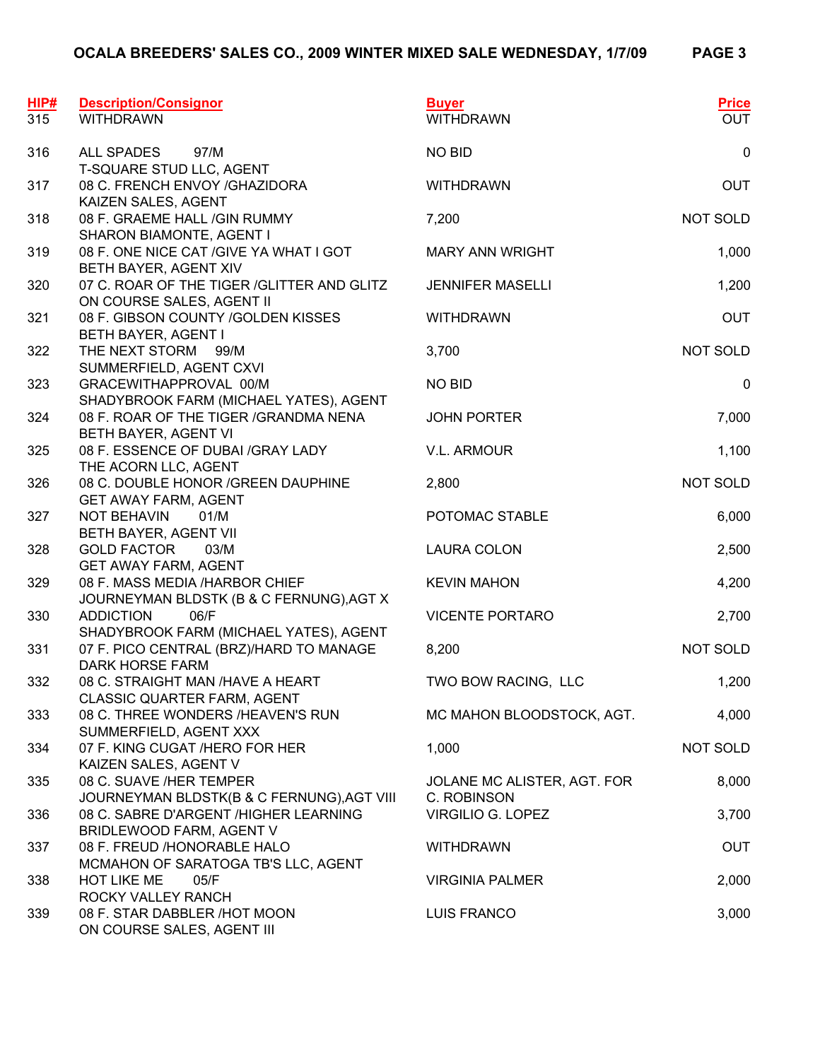| HIP# | Description/Consignor | Buyer | Price |
|---|---|---|---|
| 315 | WITHDRAWN | WITHDRAWN | OUT |
| 316 | ALL SPADES 97/M<br>T-SQUARE STUD LLC, AGENT | NO BID | 0 |
| 317 | 08 C. FRENCH ENVOY /GHAZIDORA<br>KAIZEN SALES, AGENT | WITHDRAWN | OUT |
| 318 | 08 F. GRAEME HALL /GIN RUMMY<br>SHARON BIAMONTE, AGENT I | 7,200 | NOT SOLD |
| 319 | 08 F. ONE NICE CAT /GIVE YA WHAT I GOT<br>BETH BAYER, AGENT XIV | MARY ANN WRIGHT | 1,000 |
| 320 | 07 C. ROAR OF THE TIGER /GLITTER AND GLITZ<br>ON COURSE SALES, AGENT II | JENNIFER MASELLI | 1,200 |
| 321 | 08 F. GIBSON COUNTY /GOLDEN KISSES<br>BETH BAYER, AGENT I | WITHDRAWN | OUT |
| 322 | THE NEXT STORM 99/M<br>SUMMERFIELD, AGENT CXVI | 3,700 | NOT SOLD |
| 323 | GRACEWITHAPPROVAL 00/M<br>SHADYBROOK FARM (MICHAEL YATES), AGENT | NO BID | 0 |
| 324 | 08 F. ROAR OF THE TIGER /GRANDMA NENA<br>BETH BAYER, AGENT VI | JOHN PORTER | 7,000 |
| 325 | 08 F. ESSENCE OF DUBAI /GRAY LADY<br>THE ACORN LLC, AGENT | V.L. ARMOUR | 1,100 |
| 326 | 08 C. DOUBLE HONOR /GREEN DAUPHINE<br>GET AWAY FARM, AGENT | 2,800 | NOT SOLD |
| 327 | NOT BEHAVIN 01/M<br>BETH BAYER, AGENT VII | POTOMAC STABLE | 6,000 |
| 328 | GOLD FACTOR 03/M<br>GET AWAY FARM, AGENT | LAURA COLON | 2,500 |
| 329 | 08 F. MASS MEDIA /HARBOR CHIEF<br>JOURNEYMAN BLDSTK (B & C FERNUNG),AGT X | KEVIN MAHON | 4,200 |
| 330 | ADDICTION 06/F<br>SHADYBROOK FARM (MICHAEL YATES), AGENT | VICENTE PORTARO | 2,700 |
| 331 | 07 F. PICO CENTRAL (BRZ)/HARD TO MANAGE<br>DARK HORSE FARM | 8,200 | NOT SOLD |
| 332 | 08 C. STRAIGHT MAN /HAVE A HEART<br>CLASSIC QUARTER FARM, AGENT | TWO BOW RACING, LLC | 1,200 |
| 333 | 08 C. THREE WONDERS /HEAVEN'S RUN<br>SUMMERFIELD, AGENT XXX | MC MAHON BLOODSTOCK, AGT. | 4,000 |
| 334 | 07 F. KING CUGAT /HERO FOR HER<br>KAIZEN SALES, AGENT V | 1,000 | NOT SOLD |
| 335 | 08 C. SUAVE /HER TEMPER<br>JOURNEYMAN BLDSTK(B & C FERNUNG),AGT VIII | JOLANE MC ALISTER, AGT. FOR<br>C. ROBINSON | 8,000 |
| 336 | 08 C. SABRE D'ARGENT /HIGHER LEARNING<br>BRIDLEWOOD FARM, AGENT V | VIRGILIO G. LOPEZ | 3,700 |
| 337 | 08 F. FREUD /HONORABLE HALO<br>MCMAHON OF SARATOGA TB'S LLC, AGENT | WITHDRAWN | OUT |
| 338 | HOT LIKE ME 05/F<br>ROCKY VALLEY RANCH | VIRGINIA PALMER | 2,000 |
| 339 | 08 F. STAR DABBLER /HOT MOON<br>ON COURSE SALES, AGENT III | LUIS FRANCO | 3,000 |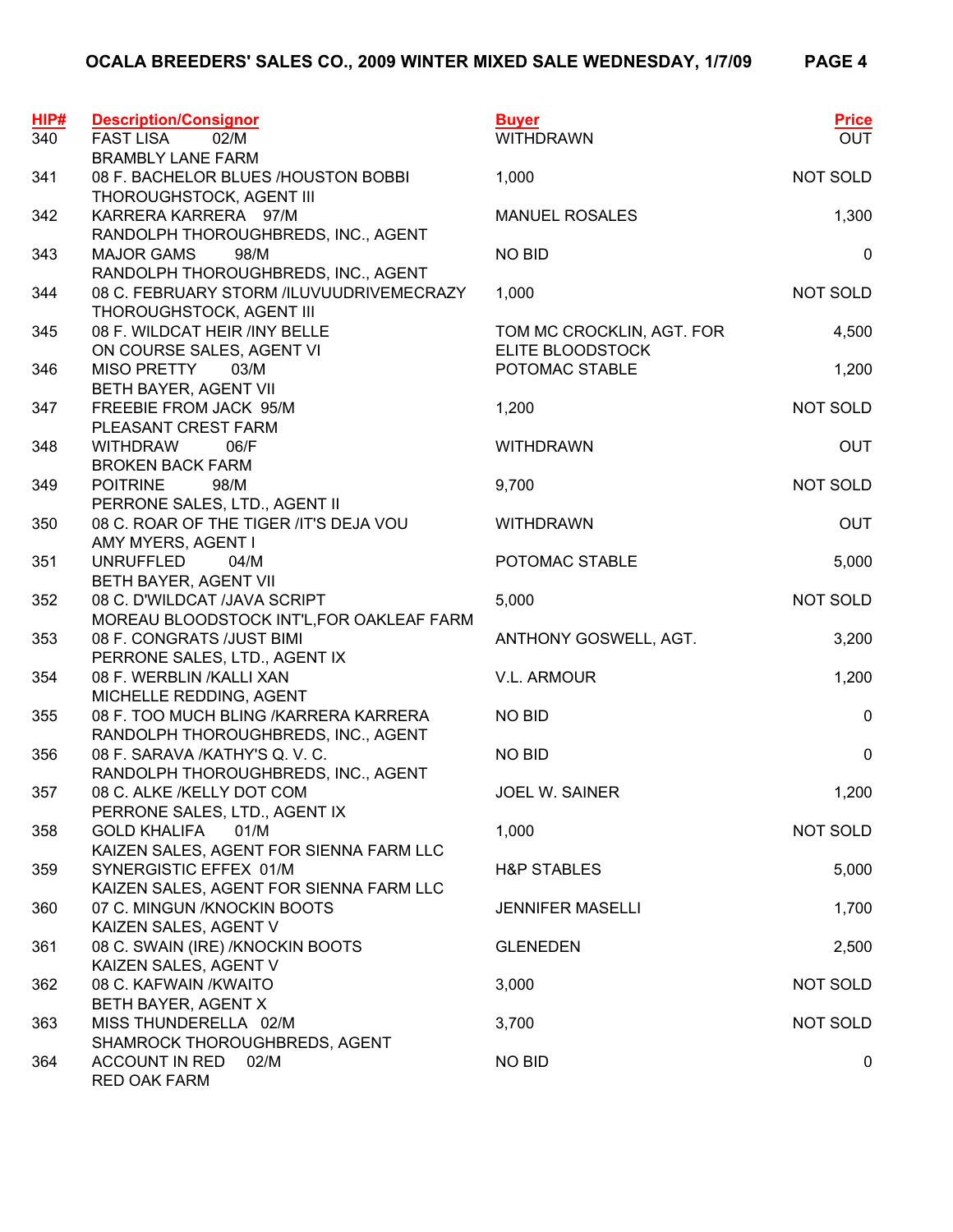# OCALA BREEDERS' SALES CO., 2009 WINTER MIXED SALE WEDNESDAY, 1/7/09

| HIP# | Description/Consignor | Buyer | Price |
|---|---|---|---|
| 340 | FAST LISA 02/M<br>BRAMBLY LANE FARM | WITHDRAWN | OUT |
| 341 | 08 F. BACHELOR BLUES /HOUSTON BOBBI<br>THOROUGHSTOCK, AGENT III | 1,000 | NOT SOLD |
| 342 | KARRERA KARRERA 97/M<br>RANDOLPH THOROUGHBREDS, INC., AGENT | MANUEL ROSALES | 1,300 |
| 343 | MAJOR GAMS 98/M<br>RANDOLPH THOROUGHBREDS, INC., AGENT | NO BID | 0 |
| 344 | 08 C. FEBRUARY STORM /ILUVUUDRIVEMECRAZY<br>THOROUGHSTOCK, AGENT III | 1,000 | NOT SOLD |
| 345 | 08 F. WILDCAT HEIR /INY BELLE<br>ON COURSE SALES, AGENT VI | TOM MC CROCKLIN, AGT. FOR<br>ELITE BLOODSTOCK | 4,500 |
| 346 | MISO PRETTY 03/M<br>BETH BAYER, AGENT VII | POTOMAC STABLE | 1,200 |
| 347 | FREEBIE FROM JACK 95/M<br>PLEASANT CREST FARM | 1,200 | NOT SOLD |
| 348 | WITHDRAW 06/F<br>BROKEN BACK FARM | WITHDRAWN | OUT |
| 349 | POITRINE 98/M<br>PERRONE SALES, LTD., AGENT II | 9,700 | NOT SOLD |
| 350 | 08 C. ROAR OF THE TIGER /IT'S DEJA VOU<br>AMY MYERS, AGENT I | WITHDRAWN | OUT |
| 351 | UNRUFFLED 04/M<br>BETH BAYER, AGENT VII | POTOMAC STABLE | 5,000 |
| 352 | 08 C. D'WILDCAT /JAVA SCRIPT<br>MOREAU BLOODSTOCK INT'L,FOR OAKLEAF FARM | 5,000 | NOT SOLD |
| 353 | 08 F. CONGRATS /JUST BIMI<br>PERRONE SALES, LTD., AGENT IX | ANTHONY GOSWELL, AGT. | 3,200 |
| 354 | 08 F. WERBLIN /KALLI XAN<br>MICHELLE REDDING, AGENT | V.L. ARMOUR | 1,200 |
| 355 | 08 F. TOO MUCH BLING /KARRERA KARRERA<br>RANDOLPH THOROUGHBREDS, INC., AGENT | NO BID | 0 |
| 356 | 08 F. SARAVA /KATHY'S Q. V. C.<br>RANDOLPH THOROUGHBREDS, INC., AGENT | NO BID | 0 |
| 357 | 08 C. ALKE /KELLY DOT COM<br>PERRONE SALES, LTD., AGENT IX | JOEL W. SAINER | 1,200 |
| 358 | GOLD KHALIFA 01/M<br>KAIZEN SALES, AGENT FOR SIENNA FARM LLC | 1,000 | NOT SOLD |
| 359 | SYNERGISTIC EFFEX 01/M<br>KAIZEN SALES, AGENT FOR SIENNA FARM LLC | H&P STABLES | 5,000 |
| 360 | 07 C. MINGUN /KNOCKIN BOOTS<br>KAIZEN SALES, AGENT V | JENNIFER MASELLI | 1,700 |
| 361 | 08 C. SWAIN (IRE) /KNOCKIN BOOTS<br>KAIZEN SALES, AGENT V | GLENEDEN | 2,500 |
| 362 | 08 C. KAFWAIN /KWAITO<br>BETH BAYER, AGENT X | 3,000 | NOT SOLD |
| 363 | MISS THUNDERELLA 02/M<br>SHAMROCK THOROUGHBREDS, AGENT | 3,700 | NOT SOLD |
| 364 | ACCOUNT IN RED 02/M<br>RED OAK FARM | NO BID | 0 |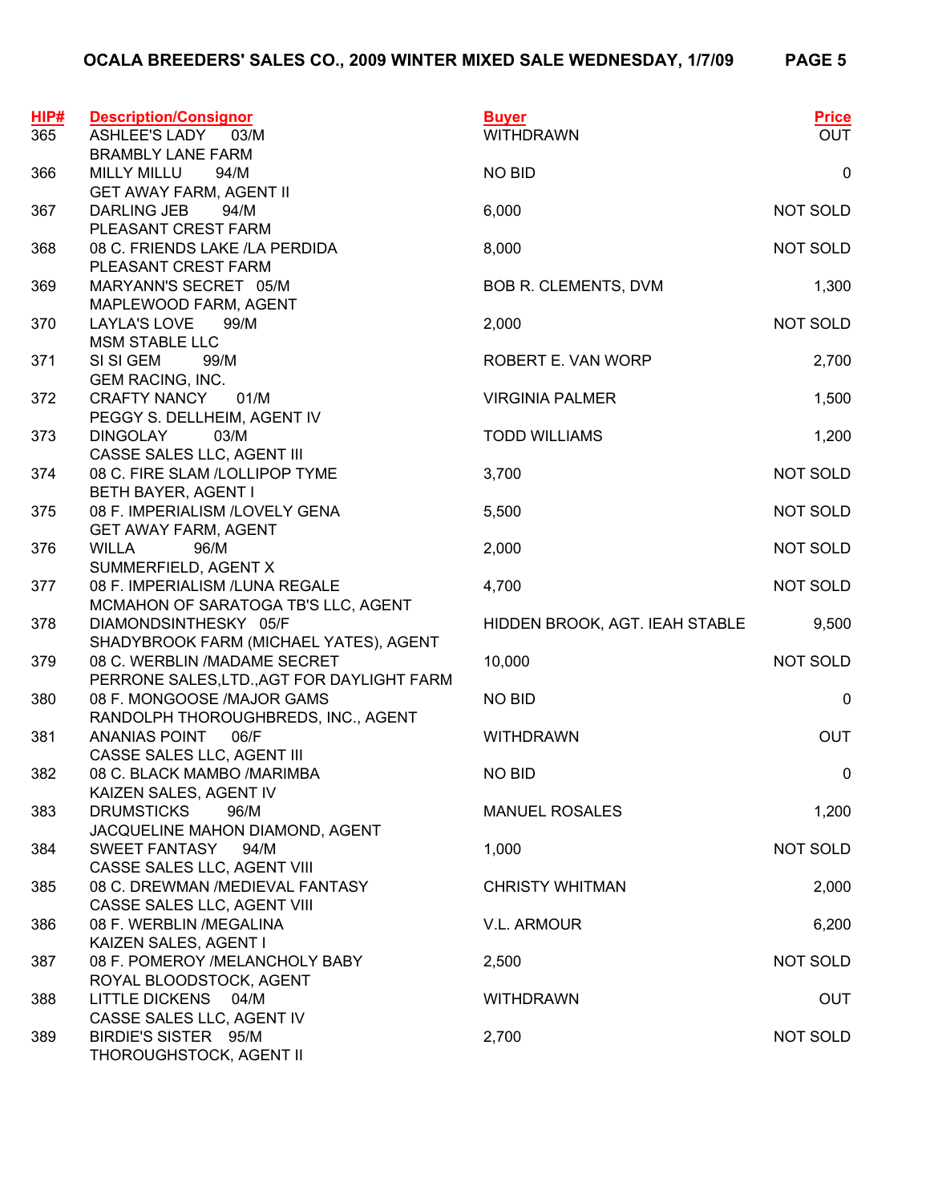# OCALA BREEDERS' SALES CO., 2009 WINTER MIXED SALE WEDNESDAY, 1/7/09

| HIP# | Description/Consignor | Buyer | Price |
|---|---|---|---|
| 365 | ASHLEE'S LADY 03/M<br>BRAMBLY LANE FARM | WITHDRAWN | OUT |
| 366 | MILLY MILLU 94/M<br>GET AWAY FARM, AGENT II | NO BID | 0 |
| 367 | DARLING JEB 94/M<br>PLEASANT CREST FARM | 6,000 | NOT SOLD |
| 368 | 08 C. FRIENDS LAKE /LA PERDIDA<br>PLEASANT CREST FARM | 8,000 | NOT SOLD |
| 369 | MARYANN'S SECRET 05/M<br>MAPLEWOOD FARM, AGENT | BOB R. CLEMENTS, DVM | 1,300 |
| 370 | LAYLA'S LOVE 99/M<br>MSM STABLE LLC | 2,000 | NOT SOLD |
| 371 | SI SI GEM 99/M<br>GEM RACING, INC. | ROBERT E. VAN WORP | 2,700 |
| 372 | CRAFTY NANCY 01/M<br>PEGGY S. DELLHEIM, AGENT IV | VIRGINIA PALMER | 1,500 |
| 373 | DINGOLAY 03/M<br>CASSE SALES LLC, AGENT III | TODD WILLIAMS | 1,200 |
| 374 | 08 C. FIRE SLAM /LOLLIPOP TYME<br>BETH BAYER, AGENT I | 3,700 | NOT SOLD |
| 375 | 08 F. IMPERIALISM /LOVELY GENA<br>GET AWAY FARM, AGENT | 5,500 | NOT SOLD |
| 376 | WILLA 96/M<br>SUMMERFIELD, AGENT X | 2,000 | NOT SOLD |
| 377 | 08 F. IMPERIALISM /LUNA REGALE<br>MCMAHON OF SARATOGA TB'S LLC, AGENT | 4,700 | NOT SOLD |
| 378 | DIAMONDSINTHESKY 05/F<br>SHADYBROOK FARM (MICHAEL YATES), AGENT | HIDDEN BROOK, AGT. IEAH STABLE | 9,500 |
| 379 | 08 C. WERBLIN /MADAME SECRET<br>PERRONE SALES,LTD.,AGT FOR DAYLIGHT FARM | 10,000 | NOT SOLD |
| 380 | 08 F. MONGOOSE /MAJOR GAMS<br>RANDOLPH THOROUGHBREDS, INC., AGENT | NO BID | 0 |
| 381 | ANANIAS POINT 06/F<br>CASSE SALES LLC, AGENT III | WITHDRAWN | OUT |
| 382 | 08 C. BLACK MAMBO /MARIMBA<br>KAIZEN SALES, AGENT IV | NO BID | 0 |
| 383 | DRUMSTICKS 96/M<br>JACQUELINE MAHON DIAMOND, AGENT | MANUEL ROSALES | 1,200 |
| 384 | SWEET FANTASY 94/M<br>CASSE SALES LLC, AGENT VIII | 1,000 | NOT SOLD |
| 385 | 08 C. DREWMAN /MEDIEVAL FANTASY<br>CASSE SALES LLC, AGENT VIII | CHRISTY WHITMAN | 2,000 |
| 386 | 08 F. WERBLIN /MEGALINA<br>KAIZEN SALES, AGENT I | V.L. ARMOUR | 6,200 |
| 387 | 08 F. POMEROY /MELANCHOLY BABY<br>ROYAL BLOODSTOCK, AGENT | 2,500 | NOT SOLD |
| 388 | LITTLE DICKENS 04/M<br>CASSE SALES LLC, AGENT IV | WITHDRAWN | OUT |
| 389 | BIRDIE'S SISTER 95/M<br>THOROUGHSTOCK, AGENT II | 2,700 | NOT SOLD |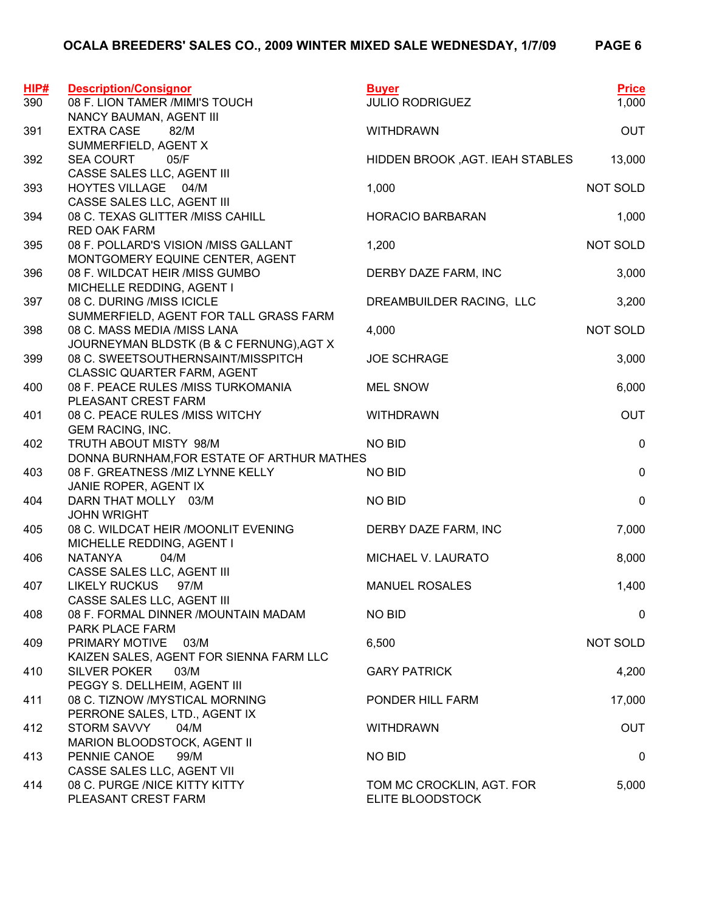| HIP# | Description/Consignor | Buyer | Price |
|---|---|---|---|
| 390 | 08 F. LION TAMER /MIMI'S TOUCH<br>NANCY BAUMAN, AGENT III | JULIO RODRIGUEZ | 1,000 |
| 391 | EXTRA CASE 82/M<br>SUMMERFIELD, AGENT X | WITHDRAWN | OUT |
| 392 | SEA COURT 05/F<br>CASSE SALES LLC, AGENT III | HIDDEN BROOK ,AGT. IEAH STABLES | 13,000 |
| 393 | HOYTES VILLAGE 04/M<br>CASSE SALES LLC, AGENT III | 1,000 | NOT SOLD |
| 394 | 08 C. TEXAS GLITTER /MISS CAHILL<br>RED OAK FARM | HORACIO BARBARAN | 1,000 |
| 395 | 08 F. POLLARD'S VISION /MISS GALLANT<br>MONTGOMERY EQUINE CENTER, AGENT | 1,200 | NOT SOLD |
| 396 | 08 F. WILDCAT HEIR /MISS GUMBO<br>MICHELLE REDDING, AGENT I | DERBY DAZE FARM, INC | 3,000 |
| 397 | 08 C. DURING /MISS ICICLE<br>SUMMERFIELD, AGENT FOR TALL GRASS FARM | DREAMBUILDER RACING, LLC | 3,200 |
| 398 | 08 C. MASS MEDIA /MISS LANA<br>JOURNEYMAN BLDSTK (B & C FERNUNG),AGT X | 4,000 | NOT SOLD |
| 399 | 08 C. SWEETSOUTHERNSAINT/MISSPITCH<br>CLASSIC QUARTER FARM, AGENT | JOE SCHRAGE | 3,000 |
| 400 | 08 F. PEACE RULES /MISS TURKOMANIA<br>PLEASANT CREST FARM | MEL SNOW | 6,000 |
| 401 | 08 C. PEACE RULES /MISS WITCHY<br>GEM RACING, INC. | WITHDRAWN | OUT |
| 402 | TRUTH ABOUT MISTY 98/M<br>DONNA BURNHAM,FOR ESTATE OF ARTHUR MATHES | NO BID | 0 |
| 403 | 08 F. GREATNESS /MIZ LYNNE KELLY<br>JANIE ROPER, AGENT IX | NO BID | 0 |
| 404 | DARN THAT MOLLY 03/M<br>JOHN WRIGHT | NO BID | 0 |
| 405 | 08 C. WILDCAT HEIR /MOONLIT EVENING<br>MICHELLE REDDING, AGENT I | DERBY DAZE FARM, INC | 7,000 |
| 406 | NATANYA 04/M<br>CASSE SALES LLC, AGENT III | MICHAEL V. LAURATO | 8,000 |
| 407 | LIKELY RUCKUS 97/M<br>CASSE SALES LLC, AGENT III | MANUEL ROSALES | 1,400 |
| 408 | 08 F. FORMAL DINNER /MOUNTAIN MADAM<br>PARK PLACE FARM | NO BID | 0 |
| 409 | PRIMARY MOTIVE 03/M<br>KAIZEN SALES, AGENT FOR SIENNA FARM LLC | 6,500 | NOT SOLD |
| 410 | SILVER POKER 03/M<br>PEGGY S. DELLHEIM, AGENT III | GARY PATRICK | 4,200 |
| 411 | 08 C. TIZNOW /MYSTICAL MORNING<br>PERRONE SALES, LTD., AGENT IX | PONDER HILL FARM | 17,000 |
| 412 | STORM SAVVY 04/M<br>MARION BLOODSTOCK, AGENT II | WITHDRAWN | OUT |
| 413 | PENNIE CANOE 99/M<br>CASSE SALES LLC, AGENT VII | NO BID | 0 |
| 414 | 08 C. PURGE /NICE KITTY KITTY<br>PLEASANT CREST FARM | TOM MC CROCKLIN, AGT. FOR<br>ELITE BLOODSTOCK | 5,000 |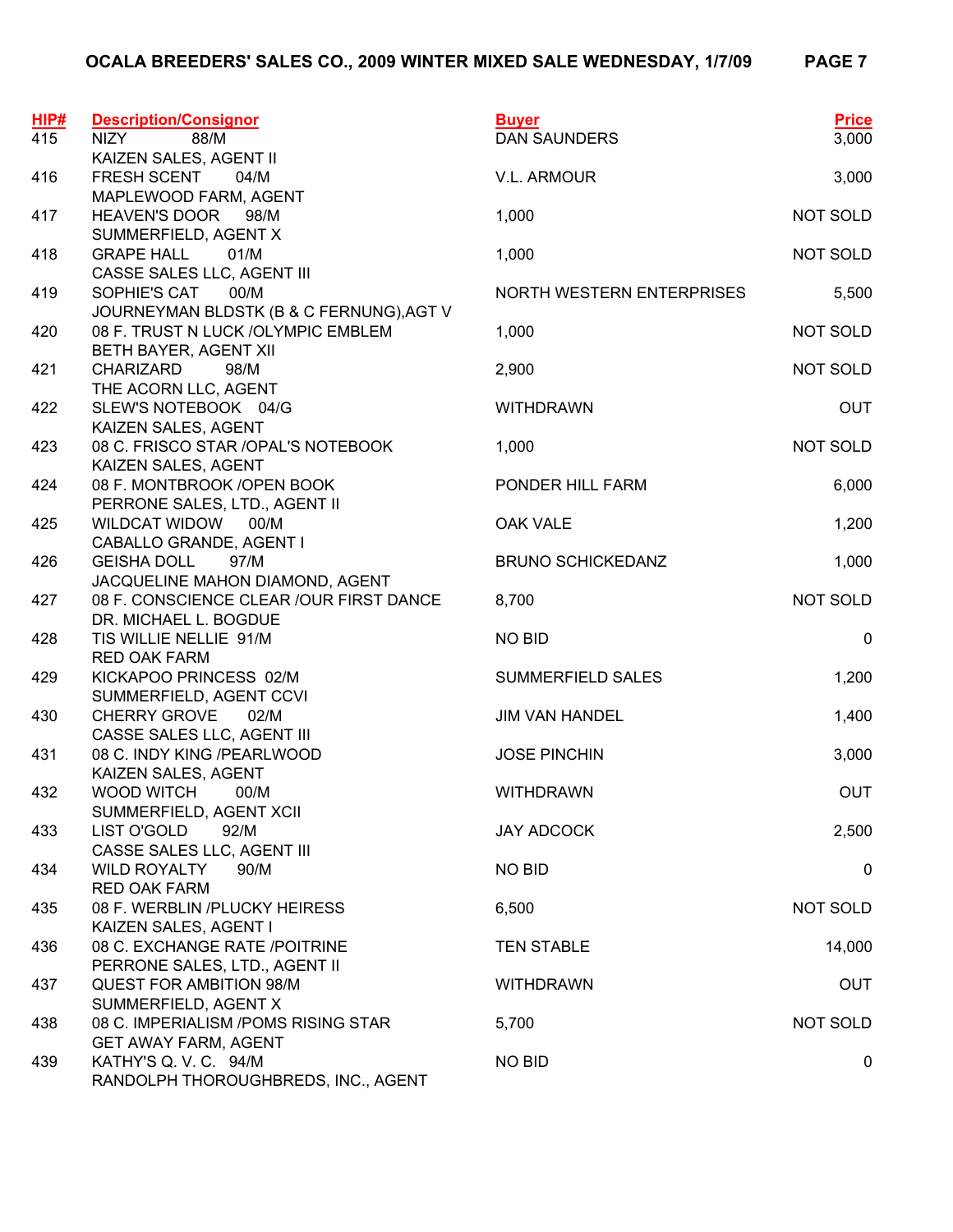# OCALA BREEDERS' SALES CO., 2009 WINTER MIXED SALE WEDNESDAY, 1/7/09

| HIP# | Description/Consignor | Buyer | Price |
|---|---|---|---|
| 415 | NIZY 88/M<br>KAIZEN SALES, AGENT II | DAN SAUNDERS | 3,000 |
| 416 | FRESH SCENT 04/M<br>MAPLEWOOD FARM, AGENT | V.L. ARMOUR | 3,000 |
| 417 | HEAVEN'S DOOR 98/M<br>SUMMERFIELD, AGENT X | 1,000 | NOT SOLD |
| 418 | GRAPE HALL 01/M<br>CASSE SALES LLC, AGENT III | 1,000 | NOT SOLD |
| 419 | SOPHIE'S CAT 00/M<br>JOURNEYMAN BLDSTK (B & C FERNUNG),AGT V | NORTH WESTERN ENTERPRISES | 5,500 |
| 420 | 08 F. TRUST N LUCK /OLYMPIC EMBLEM<br>BETH BAYER, AGENT XII | 1,000 | NOT SOLD |
| 421 | CHARIZARD 98/M<br>THE ACORN LLC, AGENT | 2,900 | NOT SOLD |
| 422 | SLEW'S NOTEBOOK 04/G<br>KAIZEN SALES, AGENT | WITHDRAWN | OUT |
| 423 | 08 C. FRISCO STAR /OPAL'S NOTEBOOK<br>KAIZEN SALES, AGENT | 1,000 | NOT SOLD |
| 424 | 08 F. MONTBROOK /OPEN BOOK<br>PERRONE SALES, LTD., AGENT II | PONDER HILL FARM | 6,000 |
| 425 | WILDCAT WIDOW 00/M<br>CABALLO GRANDE, AGENT I | OAK VALE | 1,200 |
| 426 | GEISHA DOLL 97/M<br>JACQUELINE MAHON DIAMOND, AGENT | BRUNO SCHICKEDANZ | 1,000 |
| 427 | 08 F. CONSCIENCE CLEAR /OUR FIRST DANCE<br>DR. MICHAEL L. BOGDUE | 8,700 | NOT SOLD |
| 428 | TIS WILLIE NELLIE 91/M<br>RED OAK FARM | NO BID | 0 |
| 429 | KICKAPOO PRINCESS 02/M<br>SUMMERFIELD, AGENT CCVI | SUMMERFIELD SALES | 1,200 |
| 430 | CHERRY GROVE 02/M<br>CASSE SALES LLC, AGENT III | JIM VAN HANDEL | 1,400 |
| 431 | 08 C. INDY KING /PEARLWOOD<br>KAIZEN SALES, AGENT | JOSE PINCHIN | 3,000 |
| 432 | WOOD WITCH 00/M<br>SUMMERFIELD, AGENT XCII | WITHDRAWN | OUT |
| 433 | LIST O'GOLD 92/M<br>CASSE SALES LLC, AGENT III | JAY ADCOCK | 2,500 |
| 434 | WILD ROYALTY 90/M<br>RED OAK FARM | NO BID | 0 |
| 435 | 08 F. WERBLIN /PLUCKY HEIRESS<br>KAIZEN SALES, AGENT I | 6,500 | NOT SOLD |
| 436 | 08 C. EXCHANGE RATE /POITRINE<br>PERRONE SALES, LTD., AGENT II | TEN STABLE | 14,000 |
| 437 | QUEST FOR AMBITION 98/M<br>SUMMERFIELD, AGENT X | WITHDRAWN | OUT |
| 438 | 08 C. IMPERIALISM /POMS RISING STAR<br>GET AWAY FARM, AGENT | 5,700 | NOT SOLD |
| 439 | KATHY'S Q. V. C. 94/M<br>RANDOLPH THOROUGHBREDS, INC., AGENT | NO BID | 0 |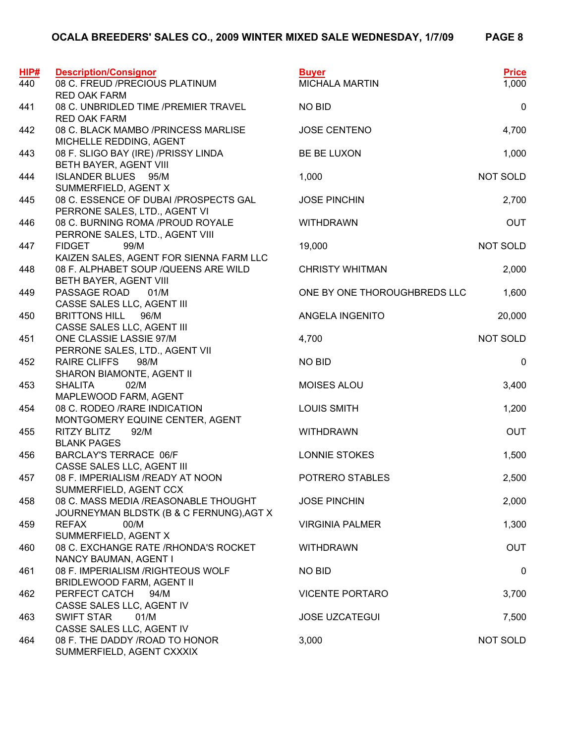**OCALA BREEDERS' SALES CO., 2009 WINTER MIXED SALE WEDNESDAY, 1/7/09**

| HIP# | Description/Consignor | Buyer | Price |
|---|---|---|---|
| 440 | 08 C. FREUD /PRECIOUS PLATINUM<br>RED OAK FARM | MICHALA MARTIN | 1,000 |
| 441 | 08 C. UNBRIDLED TIME /PREMIER TRAVEL<br>RED OAK FARM | NO BID | 0 |
| 442 | 08 C. BLACK MAMBO /PRINCESS MARLISE<br>MICHELLE REDDING, AGENT | JOSE CENTENO | 4,700 |
| 443 | 08 F. SLIGO BAY (IRE) /PRISSY LINDA<br>BETH BAYER, AGENT VIII | BE BE LUXON | 1,000 |
| 444 | ISLANDER BLUES 95/M<br>SUMMERFIELD, AGENT X | 1,000 | NOT SOLD |
| 445 | 08 C. ESSENCE OF DUBAI /PROSPECTS GAL<br>PERRONE SALES, LTD., AGENT VI | JOSE PINCHIN | 2,700 |
| 446 | 08 C. BURNING ROMA /PROUD ROYALE<br>PERRONE SALES, LTD., AGENT VIII | WITHDRAWN | OUT |
| 447 | FIDGET 99/M<br>KAIZEN SALES, AGENT FOR SIENNA FARM LLC | 19,000 | NOT SOLD |
| 448 | 08 F. ALPHABET SOUP /QUEENS ARE WILD<br>BETH BAYER, AGENT VIII | CHRISTY WHITMAN | 2,000 |
| 449 | PASSAGE ROAD 01/M<br>CASSE SALES LLC, AGENT III | ONE BY ONE THOROUGHBREDS LLC | 1,600 |
| 450 | BRITTONS HILL 96/M<br>CASSE SALES LLC, AGENT III | ANGELA INGENITO | 20,000 |
| 451 | ONE CLASSIE LASSIE 97/M<br>PERRONE SALES, LTD., AGENT VII | 4,700 | NOT SOLD |
| 452 | RAIRE CLIFFS 98/M<br>SHARON BIAMONTE, AGENT II | NO BID | 0 |
| 453 | SHALITA 02/M<br>MAPLEWOOD FARM, AGENT | MOISES ALOU | 3,400 |
| 454 | 08 C. RODEO /RARE INDICATION<br>MONTGOMERY EQUINE CENTER, AGENT | LOUIS SMITH | 1,200 |
| 455 | RITZY BLITZ 92/M<br>BLANK PAGES | WITHDRAWN | OUT |
| 456 | BARCLAY'S TERRACE 06/F<br>CASSE SALES LLC, AGENT III | LONNIE STOKES | 1,500 |
| 457 | 08 F. IMPERIALISM /READY AT NOON<br>SUMMERFIELD, AGENT CCX | POTRERO STABLES | 2,500 |
| 458 | 08 C. MASS MEDIA /REASONABLE THOUGHT<br>JOURNEYMAN BLDSTK (B & C FERNUNG),AGT X | JOSE PINCHIN | 2,000 |
| 459 | REFAX 00/M<br>SUMMERFIELD, AGENT X | VIRGINIA PALMER | 1,300 |
| 460 | 08 C. EXCHANGE RATE /RHONDA'S ROCKET<br>NANCY BAUMAN, AGENT I | WITHDRAWN | OUT |
| 461 | 08 F. IMPERIALISM /RIGHTEOUS WOLF<br>BRIDLEWOOD FARM, AGENT II | NO BID | 0 |
| 462 | PERFECT CATCH 94/M<br>CASSE SALES LLC, AGENT IV | VICENTE PORTARO | 3,700 |
| 463 | SWIFT STAR 01/M<br>CASSE SALES LLC, AGENT IV | JOSE UZCATEGUI | 7,500 |
| 464 | 08 F. THE DADDY /ROAD TO HONOR<br>SUMMERFIELD, AGENT CXXXIX | 3,000 | NOT SOLD |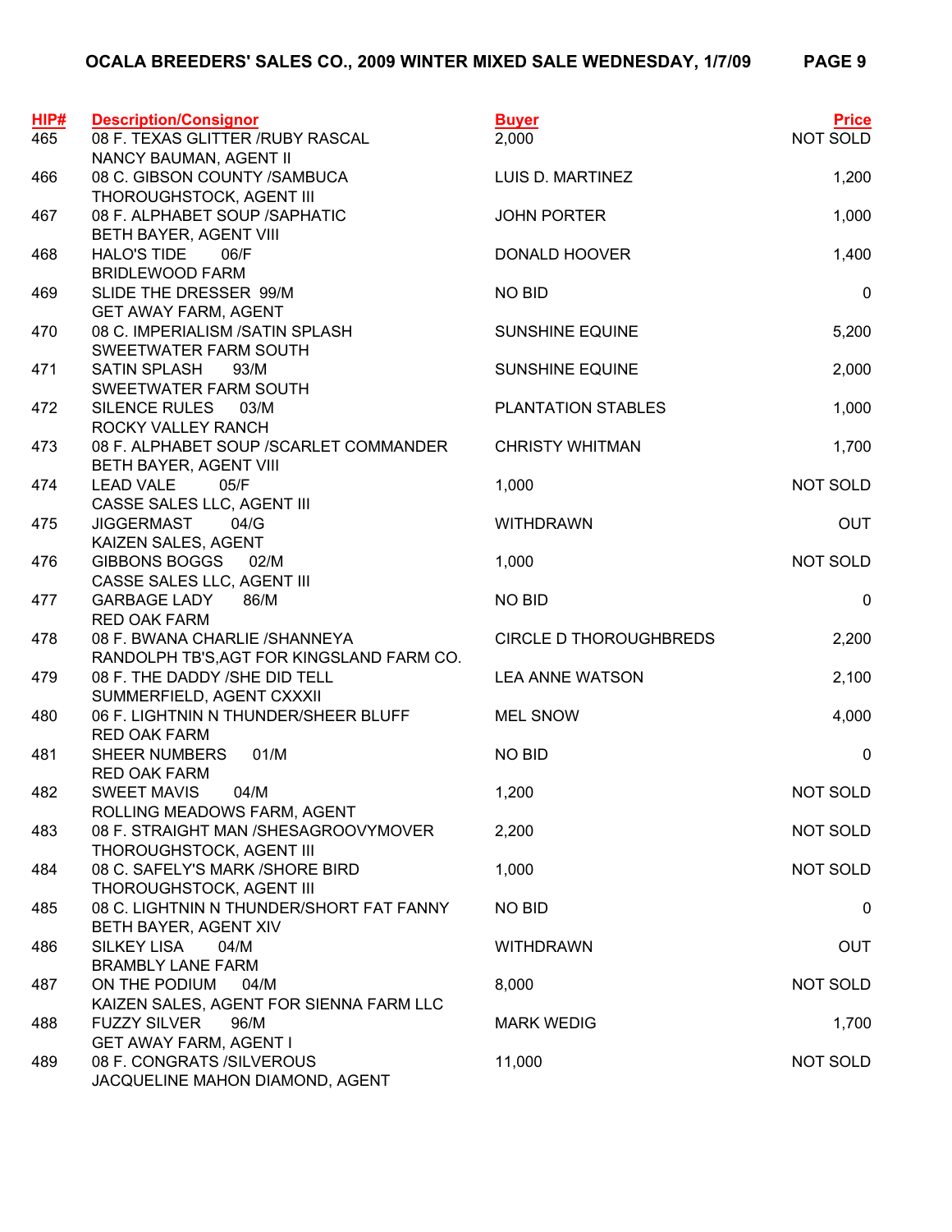# OCALA BREEDERS' SALES CO., 2009 WINTER MIXED SALE WEDNESDAY, 1/7/09

| HIP# | Description/Consignor | Buyer | Price |
|---|---|---|---|
| 465 | 08 F. TEXAS GLITTER /RUBY RASCAL<br>NANCY BAUMAN, AGENT II | 2,000 | NOT SOLD |
| 466 | 08 C. GIBSON COUNTY /SAMBUCA<br>THOROUGHSTOCK, AGENT III | LUIS D. MARTINEZ | 1,200 |
| 467 | 08 F. ALPHABET SOUP /SAPHATIC<br>BETH BAYER, AGENT VIII | JOHN PORTER | 1,000 |
| 468 | HALO'S TIDE 06/F<br>BRIDLEWOOD FARM | DONALD HOOVER | 1,400 |
| 469 | SLIDE THE DRESSER 99/M<br>GET AWAY FARM, AGENT | NO BID | 0 |
| 470 | 08 C. IMPERIALISM /SATIN SPLASH<br>SWEETWATER FARM SOUTH | SUNSHINE EQUINE | 5,200 |
| 471 | SATIN SPLASH 93/M<br>SWEETWATER FARM SOUTH | SUNSHINE EQUINE | 2,000 |
| 472 | SILENCE RULES 03/M<br>ROCKY VALLEY RANCH | PLANTATION STABLES | 1,000 |
| 473 | 08 F. ALPHABET SOUP /SCARLET COMMANDER<br>BETH BAYER, AGENT VIII | CHRISTY WHITMAN | 1,700 |
| 474 | LEAD VALE 05/F<br>CASSE SALES LLC, AGENT III | 1,000 | NOT SOLD |
| 475 | JIGGERMAST 04/G<br>KAIZEN SALES, AGENT | WITHDRAWN | OUT |
| 476 | GIBBONS BOGGS 02/M<br>CASSE SALES LLC, AGENT III | 1,000 | NOT SOLD |
| 477 | GARBAGE LADY 86/M<br>RED OAK FARM | NO BID | 0 |
| 478 | 08 F. BWANA CHARLIE /SHANNEYA<br>RANDOLPH TB'S,AGT FOR KINGSLAND FARM CO. | CIRCLE D THOROUGHBREDS | 2,200 |
| 479 | 08 F. THE DADDY /SHE DID TELL<br>SUMMERFIELD, AGENT CXXXII | LEA ANNE WATSON | 2,100 |
| 480 | 06 F. LIGHTNIN N THUNDER/SHEER BLUFF<br>RED OAK FARM | MEL SNOW | 4,000 |
| 481 | SHEER NUMBERS 01/M<br>RED OAK FARM | NO BID | 0 |
| 482 | SWEET MAVIS 04/M<br>ROLLING MEADOWS FARM, AGENT | 1,200 | NOT SOLD |
| 483 | 08 F. STRAIGHT MAN /SHESAGROOVYMOVER<br>THOROUGHSTOCK, AGENT III | 2,200 | NOT SOLD |
| 484 | 08 C. SAFELY'S MARK /SHORE BIRD<br>THOROUGHSTOCK, AGENT III | 1,000 | NOT SOLD |
| 485 | 08 C. LIGHTNIN N THUNDER/SHORT FAT FANNY<br>BETH BAYER, AGENT XIV | NO BID | 0 |
| 486 | SILKEY LISA 04/M<br>BRAMBLY LANE FARM | WITHDRAWN | OUT |
| 487 | ON THE PODIUM 04/M<br>KAIZEN SALES, AGENT FOR SIENNA FARM LLC | 8,000 | NOT SOLD |
| 488 | FUZZY SILVER 96/M<br>GET AWAY FARM, AGENT I | MARK WEDIG | 1,700 |
| 489 | 08 F. CONGRATS /SILVEROUS<br>JACQUELINE MAHON DIAMOND, AGENT | 11,000 | NOT SOLD |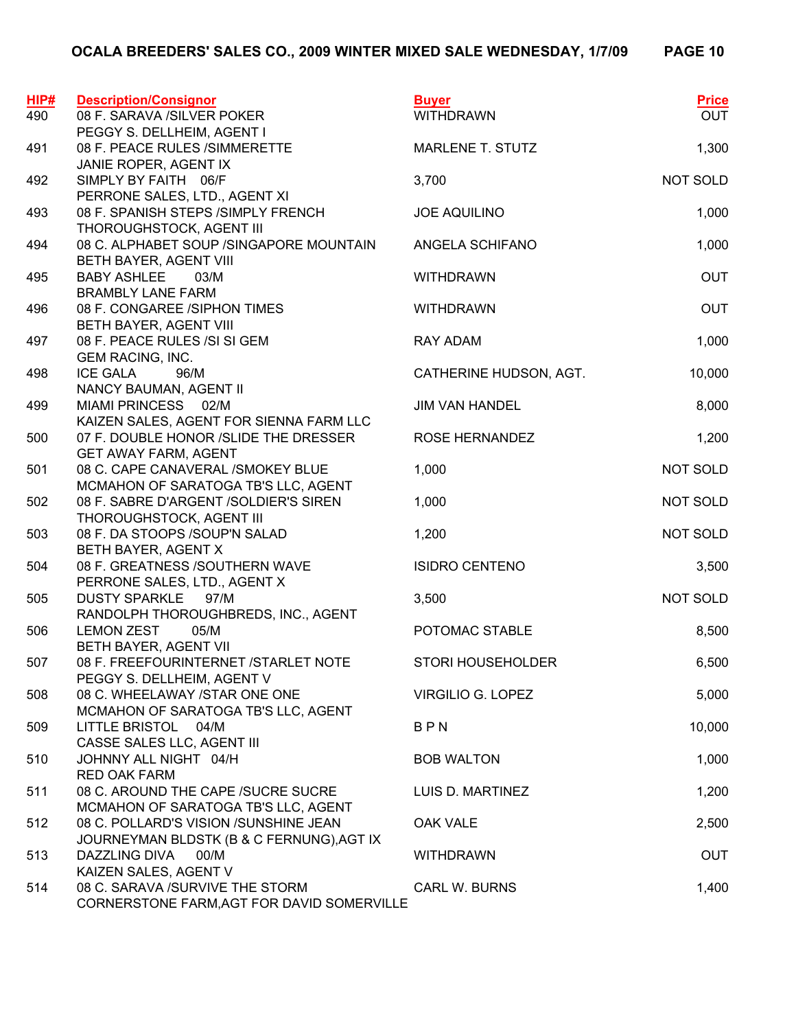# OCALA BREEDERS' SALES CO., 2009 WINTER MIXED SALE WEDNESDAY, 1/7/09

| HIP# | Description/Consignor | Buyer | Price |
|---|---|---|---|
| 490 | 08 F. SARAVA /SILVER POKER<br>PEGGY S. DELLHEIM, AGENT I | WITHDRAWN | OUT |
| 491 | 08 F. PEACE RULES /SIMMERETTE<br>JANIE ROPER, AGENT IX | MARLENE T. STUTZ | 1,300 |
| 492 | SIMPLY BY FAITH 06/F<br>PERRONE SALES, LTD., AGENT XI | 3,700 | NOT SOLD |
| 493 | 08 F. SPANISH STEPS /SIMPLY FRENCH<br>THOROUGHSTOCK, AGENT III | JOE AQUILINO | 1,000 |
| 494 | 08 C. ALPHABET SOUP /SINGAPORE MOUNTAIN<br>BETH BAYER, AGENT VIII | ANGELA SCHIFANO | 1,000 |
| 495 | BABY ASHLEE 03/M<br>BRAMBLY LANE FARM | WITHDRAWN | OUT |
| 496 | 08 F. CONGAREE /SIPHON TIMES<br>BETH BAYER, AGENT VIII | WITHDRAWN | OUT |
| 497 | 08 F. PEACE RULES /SI SI GEM<br>GEM RACING, INC. | RAY ADAM | 1,000 |
| 498 | ICE GALA 96/M<br>NANCY BAUMAN, AGENT II | CATHERINE HUDSON, AGT. | 10,000 |
| 499 | MIAMI PRINCESS 02/M<br>KAIZEN SALES, AGENT FOR SIENNA FARM LLC | JIM VAN HANDEL | 8,000 |
| 500 | 07 F. DOUBLE HONOR /SLIDE THE DRESSER<br>GET AWAY FARM, AGENT | ROSE HERNANDEZ | 1,200 |
| 501 | 08 C. CAPE CANAVERAL /SMOKEY BLUE<br>MCMAHON OF SARATOGA TB'S LLC, AGENT | 1,000 | NOT SOLD |
| 502 | 08 F. SABRE D'ARGENT /SOLDIER'S SIREN<br>THOROUGHSTOCK, AGENT III | 1,000 | NOT SOLD |
| 503 | 08 F. DA STOOPS /SOUP'N SALAD<br>BETH BAYER, AGENT X | 1,200 | NOT SOLD |
| 504 | 08 F. GREATNESS /SOUTHERN WAVE<br>PERRONE SALES, LTD., AGENT X | ISIDRO CENTENO | 3,500 |
| 505 | DUSTY SPARKLE 97/M<br>RANDOLPH THOROUGHBREDS, INC., AGENT | 3,500 | NOT SOLD |
| 506 | LEMON ZEST 05/M<br>BETH BAYER, AGENT VII | POTOMAC STABLE | 8,500 |
| 507 | 08 F. FREEFOURINTERNET /STARLET NOTE<br>PEGGY S. DELLHEIM, AGENT V | STORI HOUSEHOLDER | 6,500 |
| 508 | 08 C. WHEELAWAY /STAR ONE ONE<br>MCMAHON OF SARATOGA TB'S LLC, AGENT | VIRGILIO G. LOPEZ | 5,000 |
| 509 | LITTLE BRISTOL 04/M<br>CASSE SALES LLC, AGENT III | B P N | 10,000 |
| 510 | JOHNNY ALL NIGHT 04/H<br>RED OAK FARM | BOB WALTON | 1,000 |
| 511 | 08 C. AROUND THE CAPE /SUCRE SUCRE<br>MCMAHON OF SARATOGA TB'S LLC, AGENT | LUIS D. MARTINEZ | 1,200 |
| 512 | 08 C. POLLARD'S VISION /SUNSHINE JEAN<br>JOURNEYMAN BLDSTK (B & C FERNUNG),AGT IX | OAK VALE | 2,500 |
| 513 | DAZZLING DIVA 00/M<br>KAIZEN SALES, AGENT V | WITHDRAWN | OUT |
| 514 | 08 C. SARAVA /SURVIVE THE STORM<br>CORNERSTONE FARM,AGT FOR DAVID SOMERVILLE | CARL W. BURNS | 1,400 |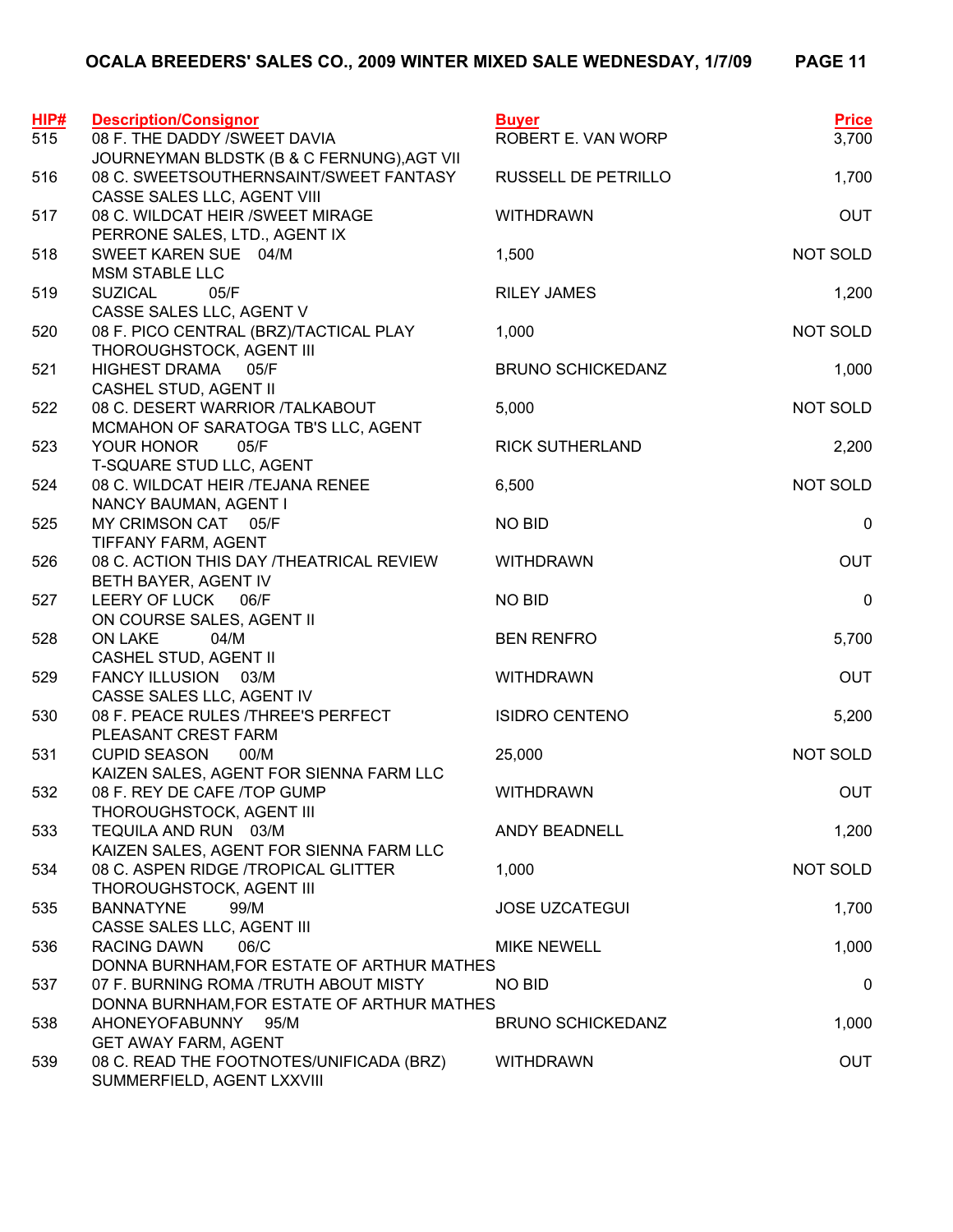# OCALA BREEDERS' SALES CO., 2009 WINTER MIXED SALE WEDNESDAY, 1/7/09

| HIP# | Description/Consignor | Buyer | Price |
|---|---|---|---|
| 515 | 08 F. THE DADDY /SWEET DAVIA<br>JOURNEYMAN BLDSTK (B & C FERNUNG),AGT VII | ROBERT E. VAN WORP | 3,700 |
| 516 | 08 C. SWEETSOUTHERNSAINT/SWEET FANTASY<br>CASSE SALES LLC, AGENT VIII | RUSSELL DE PETRILLO | 1,700 |
| 517 | 08 C. WILDCAT HEIR /SWEET MIRAGE<br>PERRONE SALES, LTD., AGENT IX | WITHDRAWN | OUT |
| 518 | SWEET KAREN SUE 04/M<br>MSM STABLE LLC | 1,500 | NOT SOLD |
| 519 | SUZICAL 05/F<br>CASSE SALES LLC, AGENT V | RILEY JAMES | 1,200 |
| 520 | 08 F. PICO CENTRAL (BRZ)/TACTICAL PLAY<br>THOROUGHSTOCK, AGENT III | 1,000 | NOT SOLD |
| 521 | HIGHEST DRAMA 05/F<br>CASHEL STUD, AGENT II | BRUNO SCHICKEDANZ | 1,000 |
| 522 | 08 C. DESERT WARRIOR /TALKABOUT<br>MCMAHON OF SARATOGA TB'S LLC, AGENT | 5,000 | NOT SOLD |
| 523 | YOUR HONOR 05/F<br>T-SQUARE STUD LLC, AGENT | RICK SUTHERLAND | 2,200 |
| 524 | 08 C. WILDCAT HEIR /TEJANA RENEE<br>NANCY BAUMAN, AGENT I | 6,500 | NOT SOLD |
| 525 | MY CRIMSON CAT 05/F<br>TIFFANY FARM, AGENT | NO BID | 0 |
| 526 | 08 C. ACTION THIS DAY /THEATRICAL REVIEW<br>BETH BAYER, AGENT IV | WITHDRAWN | OUT |
| 527 | LEERY OF LUCK 06/F<br>ON COURSE SALES, AGENT II | NO BID | 0 |
| 528 | ON LAKE 04/M<br>CASHEL STUD, AGENT II | BEN RENFRO | 5,700 |
| 529 | FANCY ILLUSION 03/M<br>CASSE SALES LLC, AGENT IV | WITHDRAWN | OUT |
| 530 | 08 F. PEACE RULES /THREE'S PERFECT<br>PLEASANT CREST FARM | ISIDRO CENTENO | 5,200 |
| 531 | CUPID SEASON 00/M<br>KAIZEN SALES, AGENT FOR SIENNA FARM LLC | 25,000 | NOT SOLD |
| 532 | 08 F. REY DE CAFE /TOP GUMP<br>THOROUGHSTOCK, AGENT III | WITHDRAWN | OUT |
| 533 | TEQUILA AND RUN 03/M<br>KAIZEN SALES, AGENT FOR SIENNA FARM LLC | ANDY BEADNELL | 1,200 |
| 534 | 08 C. ASPEN RIDGE /TROPICAL GLITTER<br>THOROUGHSTOCK, AGENT III | 1,000 | NOT SOLD |
| 535 | BANNATYNE 99/M<br>CASSE SALES LLC, AGENT III | JOSE UZCATEGUI | 1,700 |
| 536 | RACING DAWN 06/C<br>DONNA BURNHAM,FOR ESTATE OF ARTHUR MATHES | MIKE NEWELL | 1,000 |
| 537 | 07 F. BURNING ROMA /TRUTH ABOUT MISTY<br>DONNA BURNHAM,FOR ESTATE OF ARTHUR MATHES | NO BID | 0 |
| 538 | AHONEYOFABUNNY 95/M<br>GET AWAY FARM, AGENT | BRUNO SCHICKEDANZ | 1,000 |
| 539 | 08 C. READ THE FOOTNOTES/UNIFICADA (BRZ)<br>SUMMERFIELD, AGENT LXXVIII | WITHDRAWN | OUT |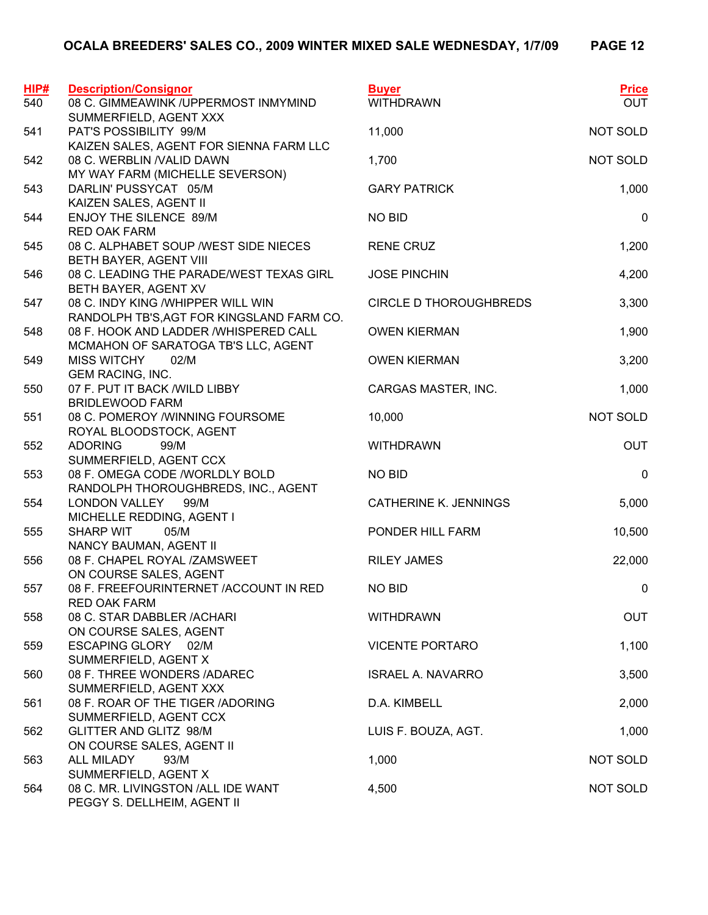# OCALA BREEDERS' SALES CO., 2009 WINTER MIXED SALE WEDNESDAY, 1/7/09

| HIP# | Description/Consignor | Buyer | Price |
|---|---|---|---|
| 540 | 08 C. GIMMEAWINK /UPPERMOST INMYMIND<br>SUMMERFIELD, AGENT XXX | WITHDRAWN | OUT |
| 541 | PAT'S POSSIBILITY 99/M<br>KAIZEN SALES, AGENT FOR SIENNA FARM LLC | 11,000 | NOT SOLD |
| 542 | 08 C. WERBLIN /VALID DAWN<br>MY WAY FARM (MICHELLE SEVERSON) | 1,700 | NOT SOLD |
| 543 | DARLIN' PUSSYCAT 05/M<br>KAIZEN SALES, AGENT II | GARY PATRICK | 1,000 |
| 544 | ENJOY THE SILENCE 89/M<br>RED OAK FARM | NO BID | 0 |
| 545 | 08 C. ALPHABET SOUP /WEST SIDE NIECES<br>BETH BAYER, AGENT VIII | RENE CRUZ | 1,200 |
| 546 | 08 C. LEADING THE PARADE/WEST TEXAS GIRL<br>BETH BAYER, AGENT XV | JOSE PINCHIN | 4,200 |
| 547 | 08 C. INDY KING /WHIPPER WILL WIN<br>RANDOLPH TB'S,AGT FOR KINGSLAND FARM CO. | CIRCLE D THOROUGHBREDS | 3,300 |
| 548 | 08 F. HOOK AND LADDER /WHISPERED CALL<br>MCMAHON OF SARATOGA TB'S LLC, AGENT | OWEN KIERMAN | 1,900 |
| 549 | MISS WITCHY 02/M<br>GEM RACING, INC. | OWEN KIERMAN | 3,200 |
| 550 | 07 F. PUT IT BACK /WILD LIBBY<br>BRIDLEWOOD FARM | CARGAS MASTER, INC. | 1,000 |
| 551 | 08 C. POMEROY /WINNING FOURSOME<br>ROYAL BLOODSTOCK, AGENT | 10,000 | NOT SOLD |
| 552 | ADORING 99/M<br>SUMMERFIELD, AGENT CCX | WITHDRAWN | OUT |
| 553 | 08 F. OMEGA CODE /WORLDLY BOLD<br>RANDOLPH THOROUGHBREDS, INC., AGENT | NO BID | 0 |
| 554 | LONDON VALLEY 99/M<br>MICHELLE REDDING, AGENT I | CATHERINE K. JENNINGS | 5,000 |
| 555 | SHARP WIT 05/M<br>NANCY BAUMAN, AGENT II | PONDER HILL FARM | 10,500 |
| 556 | 08 F. CHAPEL ROYAL /ZAMSWEET<br>ON COURSE SALES, AGENT | RILEY JAMES | 22,000 |
| 557 | 08 F. FREEFOURINTERNET /ACCOUNT IN RED<br>RED OAK FARM | NO BID | 0 |
| 558 | 08 C. STAR DABBLER /ACHARI<br>ON COURSE SALES, AGENT | WITHDRAWN | OUT |
| 559 | ESCAPING GLORY 02/M<br>SUMMERFIELD, AGENT X | VICENTE PORTARO | 1,100 |
| 560 | 08 F. THREE WONDERS /ADAREC<br>SUMMERFIELD, AGENT XXX | ISRAEL A. NAVARRO | 3,500 |
| 561 | 08 F. ROAR OF THE TIGER /ADORING<br>SUMMERFIELD, AGENT CCX | D.A. KIMBELL | 2,000 |
| 562 | GLITTER AND GLITZ 98/M<br>ON COURSE SALES, AGENT II | LUIS F. BOUZA, AGT. | 1,000 |
| 563 | ALL MILADY 93/M<br>SUMMERFIELD, AGENT X | 1,000 | NOT SOLD |
| 564 | 08 C. MR. LIVINGSTON /ALL IDE WANT<br>PEGGY S. DELLHEIM, AGENT II | 4,500 | NOT SOLD |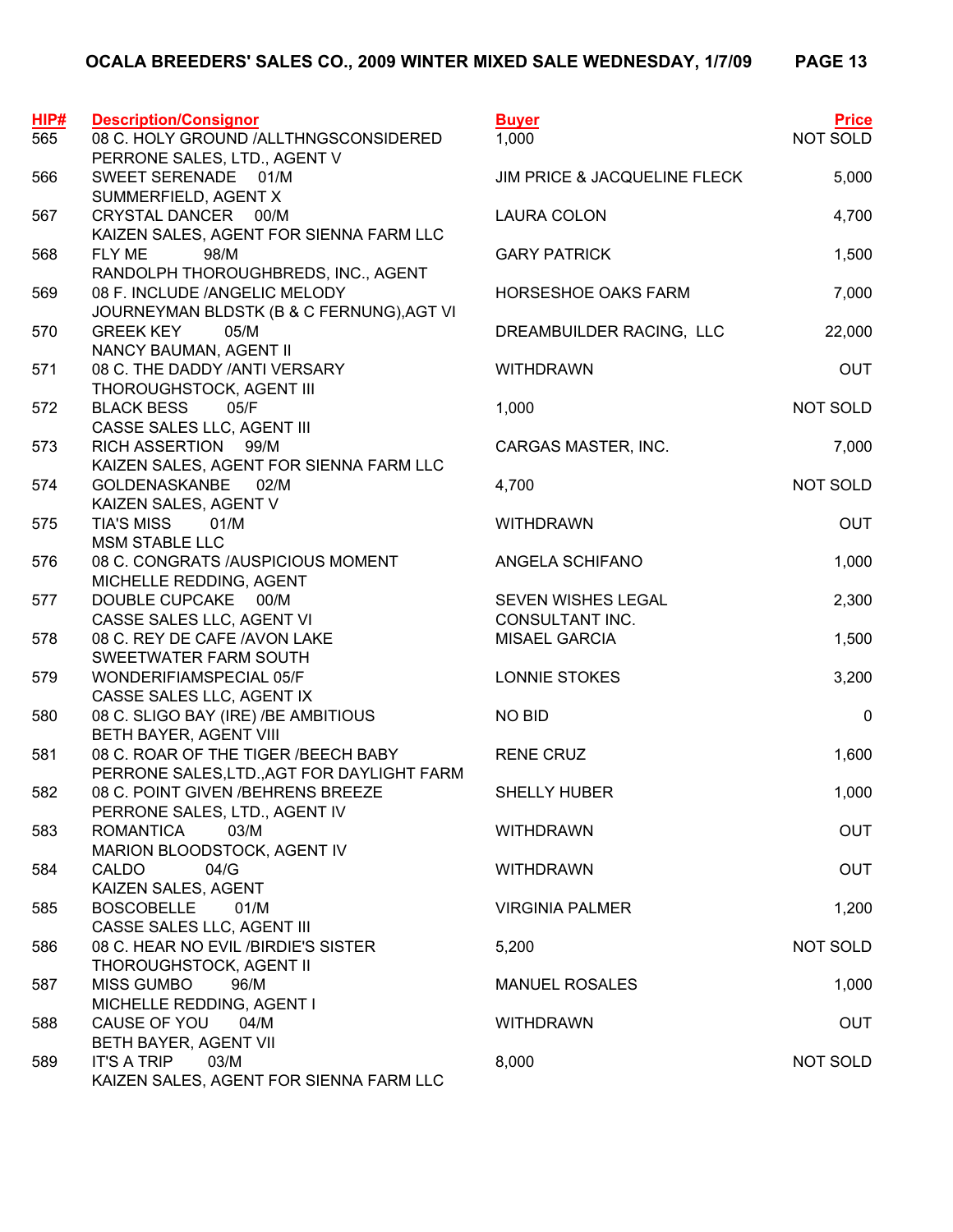# OCALA BREEDERS' SALES CO., 2009 WINTER MIXED SALE WEDNESDAY, 1/7/09

| HIP# | Description/Consignor | Buyer | Price |
|---|---|---|---|
| 565 | 08 C. HOLY GROUND /ALLTHNGSCONSIDERED<br>PERRONE SALES, LTD., AGENT V | 1,000 | NOT SOLD |
| 566 | SWEET SERENADE 01/M<br>SUMMERFIELD, AGENT X | JIM PRICE & JACQUELINE FLECK | 5,000 |
| 567 | CRYSTAL DANCER 00/M<br>KAIZEN SALES, AGENT FOR SIENNA FARM LLC | LAURA COLON | 4,700 |
| 568 | FLY ME 98/M<br>RANDOLPH THOROUGHBREDS, INC., AGENT | GARY PATRICK | 1,500 |
| 569 | 08 F. INCLUDE /ANGELIC MELODY<br>JOURNEYMAN BLDSTK (B & C FERNUNG),AGT VI | HORSESHOE OAKS FARM | 7,000 |
| 570 | GREEK KEY 05/M<br>NANCY BAUMAN, AGENT II | DREAMBUILDER RACING, LLC | 22,000 |
| 571 | 08 C. THE DADDY /ANTI VERSARY<br>THOROUGHSTOCK, AGENT III | WITHDRAWN | OUT |
| 572 | BLACK BESS 05/F<br>CASSE SALES LLC, AGENT III | 1,000 | NOT SOLD |
| 573 | RICH ASSERTION 99/M<br>KAIZEN SALES, AGENT FOR SIENNA FARM LLC | CARGAS MASTER, INC. | 7,000 |
| 574 | GOLDENASKANBE 02/M<br>KAIZEN SALES, AGENT V | 4,700 | NOT SOLD |
| 575 | TIA'S MISS 01/M<br>MSM STABLE LLC | WITHDRAWN | OUT |
| 576 | 08 C. CONGRATS /AUSPICIOUS MOMENT<br>MICHELLE REDDING, AGENT | ANGELA SCHIFANO | 1,000 |
| 577 | DOUBLE CUPCAKE 00/M<br>CASSE SALES LLC, AGENT VI | SEVEN WISHES LEGAL CONSULTANT INC. | 2,300 |
| 578 | 08 C. REY DE CAFE /AVON LAKE<br>SWEETWATER FARM SOUTH | MISAEL GARCIA | 1,500 |
| 579 | WONDERIFIAMSPECIAL 05/F<br>CASSE SALES LLC, AGENT IX | LONNIE STOKES | 3,200 |
| 580 | 08 C. SLIGO BAY (IRE) /BE AMBITIOUS<br>BETH BAYER, AGENT VIII | NO BID | 0 |
| 581 | 08 C. ROAR OF THE TIGER /BEECH BABY<br>PERRONE SALES,LTD.,AGT FOR DAYLIGHT FARM | RENE CRUZ | 1,600 |
| 582 | 08 C. POINT GIVEN /BEHRENS BREEZE<br>PERRONE SALES, LTD., AGENT IV | SHELLY HUBER | 1,000 |
| 583 | ROMANTICA 03/M<br>MARION BLOODSTOCK, AGENT IV | WITHDRAWN | OUT |
| 584 | CALDO 04/G<br>KAIZEN SALES, AGENT | WITHDRAWN | OUT |
| 585 | BOSCOBELLE 01/M<br>CASSE SALES LLC, AGENT III | VIRGINIA PALMER | 1,200 |
| 586 | 08 C. HEAR NO EVIL /BIRDIE'S SISTER<br>THOROUGHSTOCK, AGENT II | 5,200 | NOT SOLD |
| 587 | MISS GUMBO 96/M<br>MICHELLE REDDING, AGENT I | MANUEL ROSALES | 1,000 |
| 588 | CAUSE OF YOU 04/M<br>BETH BAYER, AGENT VII | WITHDRAWN | OUT |
| 589 | IT'S A TRIP 03/M<br>KAIZEN SALES, AGENT FOR SIENNA FARM LLC | 8,000 | NOT SOLD |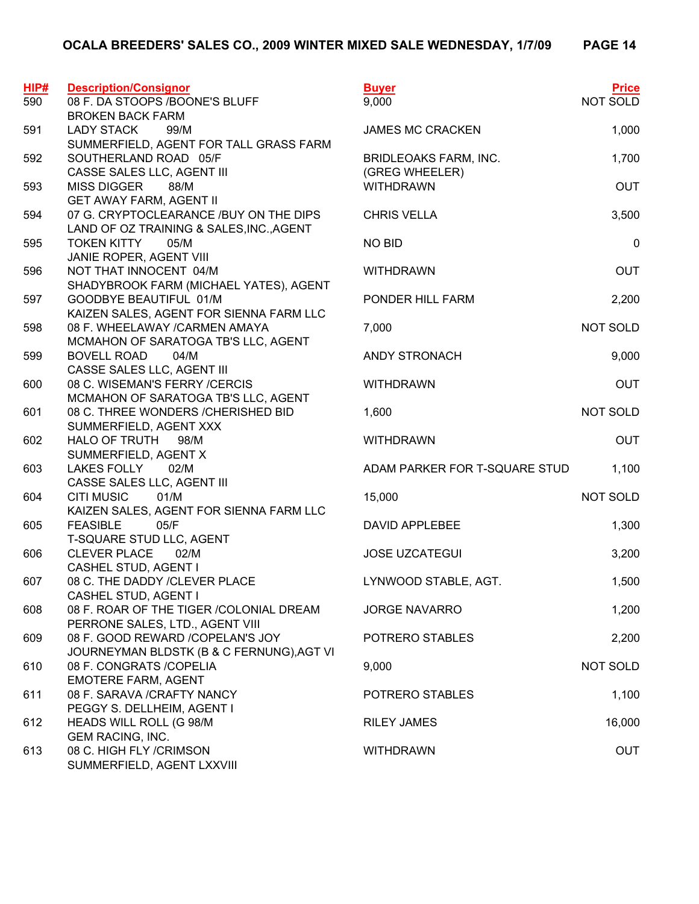## OCALA BREEDERS' SALES CO., 2009 WINTER MIXED SALE WEDNESDAY, 1/7/09

| HIP# | Description/Consignor | Buyer | Price |
|---|---|---|---|
| 590 | 08 F. DA STOOPS /BOONE'S BLUFF<br>BROKEN BACK FARM | 9,000 | NOT SOLD |
| 591 | LADY STACK 99/M<br>SUMMERFIELD, AGENT FOR TALL GRASS FARM | JAMES MC CRACKEN | 1,000 |
| 592 | SOUTHERLAND ROAD 05/F<br>CASSE SALES LLC, AGENT III | BRIDLEOAKS FARM, INC. (GREG WHEELER) | 1,700 |
| 593 | MISS DIGGER 88/M<br>GET AWAY FARM, AGENT II | WITHDRAWN | OUT |
| 594 | 07 G. CRYPTOCLEARANCE /BUY ON THE DIPS<br>LAND OF OZ TRAINING & SALES,INC.,AGENT | CHRIS VELLA | 3,500 |
| 595 | TOKEN KITTY 05/M<br>JANIE ROPER, AGENT VIII | NO BID | 0 |
| 596 | NOT THAT INNOCENT 04/M<br>SHADYBROOK FARM (MICHAEL YATES), AGENT | WITHDRAWN | OUT |
| 597 | GOODBYE BEAUTIFUL 01/M<br>KAIZEN SALES, AGENT FOR SIENNA FARM LLC | PONDER HILL FARM | 2,200 |
| 598 | 08 F. WHEELAWAY /CARMEN AMAYA<br>MCMAHON OF SARATOGA TB'S LLC, AGENT | 7,000 | NOT SOLD |
| 599 | BOVELL ROAD 04/M<br>CASSE SALES LLC, AGENT III | ANDY STRONACH | 9,000 |
| 600 | 08 C. WISEMAN'S FERRY /CERCIS<br>MCMAHON OF SARATOGA TB'S LLC, AGENT | WITHDRAWN | OUT |
| 601 | 08 C. THREE WONDERS /CHERISHED BID<br>SUMMERFIELD, AGENT XXX | 1,600 | NOT SOLD |
| 602 | HALO OF TRUTH 98/M<br>SUMMERFIELD, AGENT X | WITHDRAWN | OUT |
| 603 | LAKES FOLLY 02/M<br>CASSE SALES LLC, AGENT III | ADAM PARKER FOR T-SQUARE STUD | 1,100 |
| 604 | CITI MUSIC 01/M<br>KAIZEN SALES, AGENT FOR SIENNA FARM LLC | 15,000 | NOT SOLD |
| 605 | FEASIBLE 05/F<br>T-SQUARE STUD LLC, AGENT | DAVID APPLEBEE | 1,300 |
| 606 | CLEVER PLACE 02/M<br>CASHEL STUD, AGENT I | JOSE UZCATEGUI | 3,200 |
| 607 | 08 C. THE DADDY /CLEVER PLACE<br>CASHEL STUD, AGENT I | LYNWOOD STABLE, AGT. | 1,500 |
| 608 | 08 F. ROAR OF THE TIGER /COLONIAL DREAM<br>PERRONE SALES, LTD., AGENT VIII | JORGE NAVARRO | 1,200 |
| 609 | 08 F. GOOD REWARD /COPELAN'S JOY<br>JOURNEYMAN BLDSTK (B & C FERNUNG),AGT VI | POTRERO STABLES | 2,200 |
| 610 | 08 F. CONGRATS /COPELIA<br>EMOTERE FARM, AGENT | 9,000 | NOT SOLD |
| 611 | 08 F. SARAVA /CRAFTY NANCY<br>PEGGY S. DELLHEIM, AGENT I | POTRERO STABLES | 1,100 |
| 612 | HEADS WILL ROLL (G 98/M<br>GEM RACING, INC. | RILEY JAMES | 16,000 |
| 613 | 08 C. HIGH FLY /CRIMSON<br>SUMMERFIELD, AGENT LXXVIII | WITHDRAWN | OUT |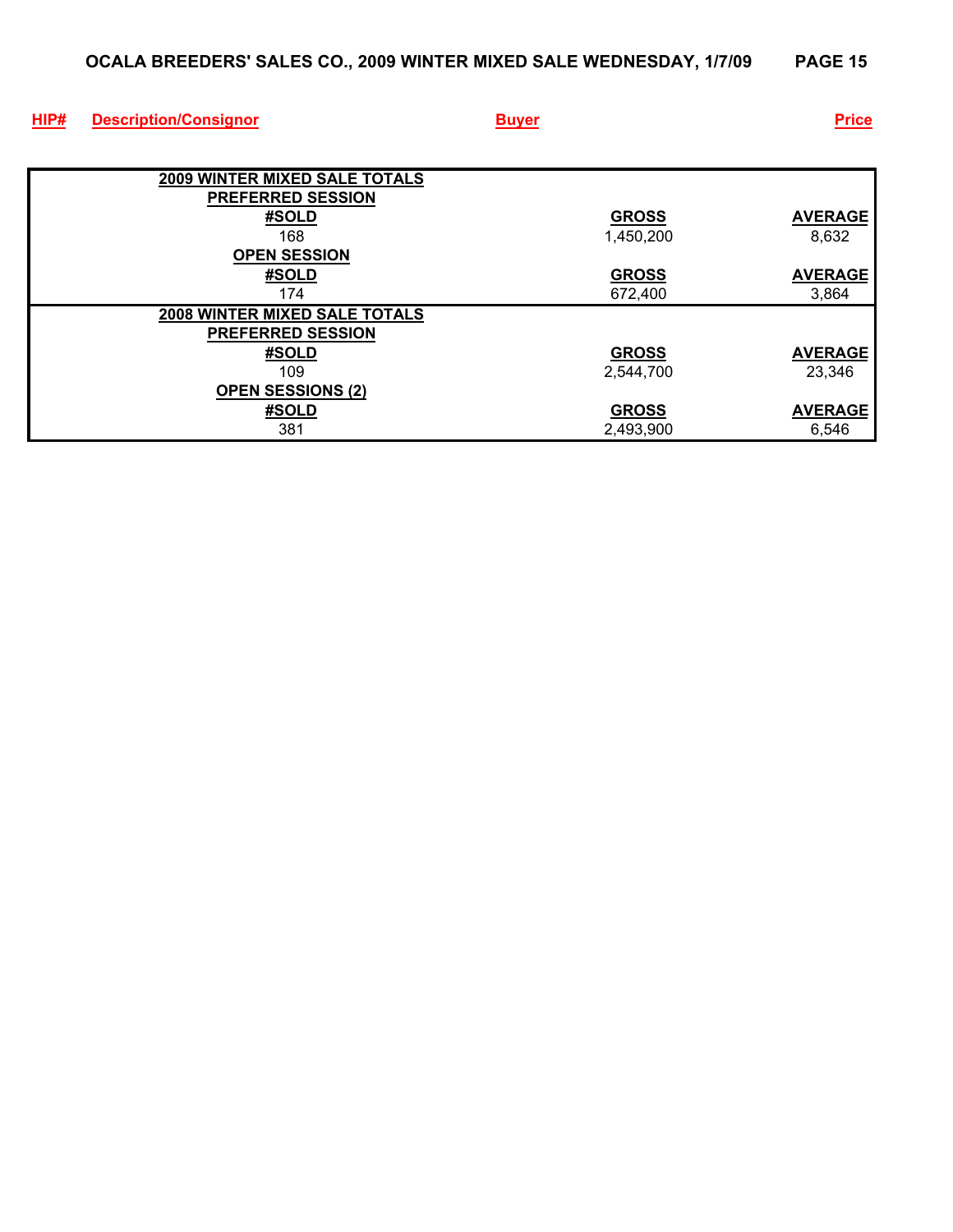| HIP# | Description/Consignor | Buyer | Price |
|---|---|---|---|

| 2009 WINTER MIXED SALE TOTALS | | |
|---|---|---|
| PREFERRED SESSION | | |
| #SOLD | GROSS | AVERAGE |
| 168 | 1,450,200 | 8,632 |
| OPEN SESSION | | |
| #SOLD | GROSS | AVERAGE |
| 174 | 672,400 | 3,864 |
| **2008 WINTER MIXED SALE TOTALS** | | |
| PREFERRED SESSION | | |
| #SOLD | GROSS | AVERAGE |
| 109 | 2,544,700 | 23,346 |
| OPEN SESSIONS (2) | | |
| #SOLD | GROSS | AVERAGE |
| 381 | 2,493,900 | 6,546 |